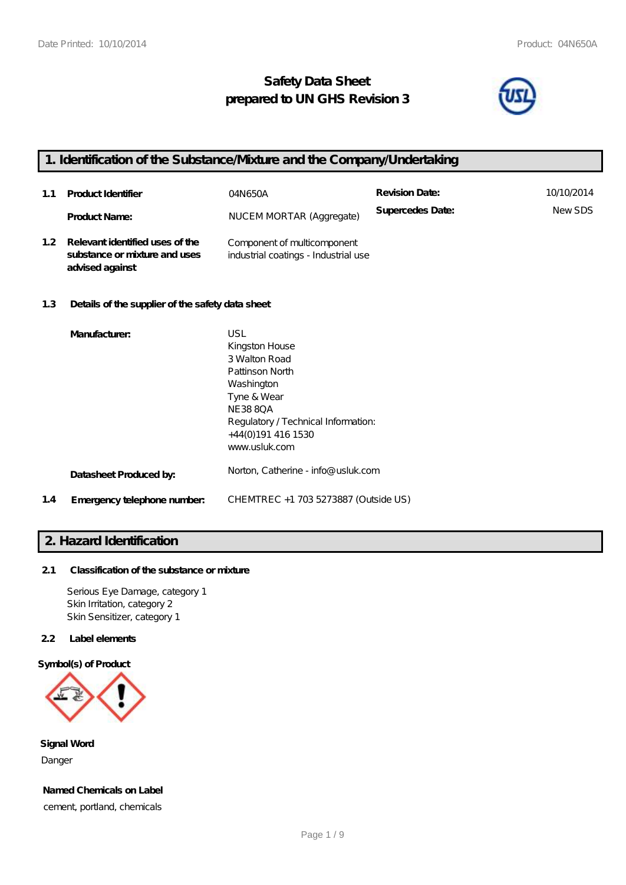# Safety Data Sheet
## prepared to UN GHS Revision 3

## 1. Identification of the Substance/Mixture and the Company/Undertaking

| | | | | |
|---|---|---|---|---|
| 1.1 | **Product Identifier** | 04N650A | **Revision Date:** | 10/10/2014 |
| | **Product Name:** | NUCEM MORTAR (Aggregate) | **Supercedes Date:** | New SDS |
| 1.2 | **Relevant identified uses of the substance or mixture and uses advised against** | Component of multicomponent industrial coatings - Industrial use | | |

**1.3 Details of the supplier of the safety data sheet**

**Manufacturer:**

USL
Kingston House
3 Walton Road
Pattinson North
Washington
Tyne & Wear
NE38 8QA
Regulatory / Technical Information:
+44(0)191 416 1530
www.usluk.com

**Datasheet Produced by:** Norton, Catherine - info@usluk.com

**1.4 Emergency telephone number:** CHEMTREC +1 703 5273887 (Outside US)

## 2. Hazard Identification

**2.1 Classification of the substance or mixture**

Serious Eye Damage, category 1
Skin Irritation, category 2
Skin Sensitizer, category 1

**2.2 Label elements**

**Symbol(s) of Product**

**Signal Word**

Danger

**Named Chemicals on Label**

cement, portland, chemicals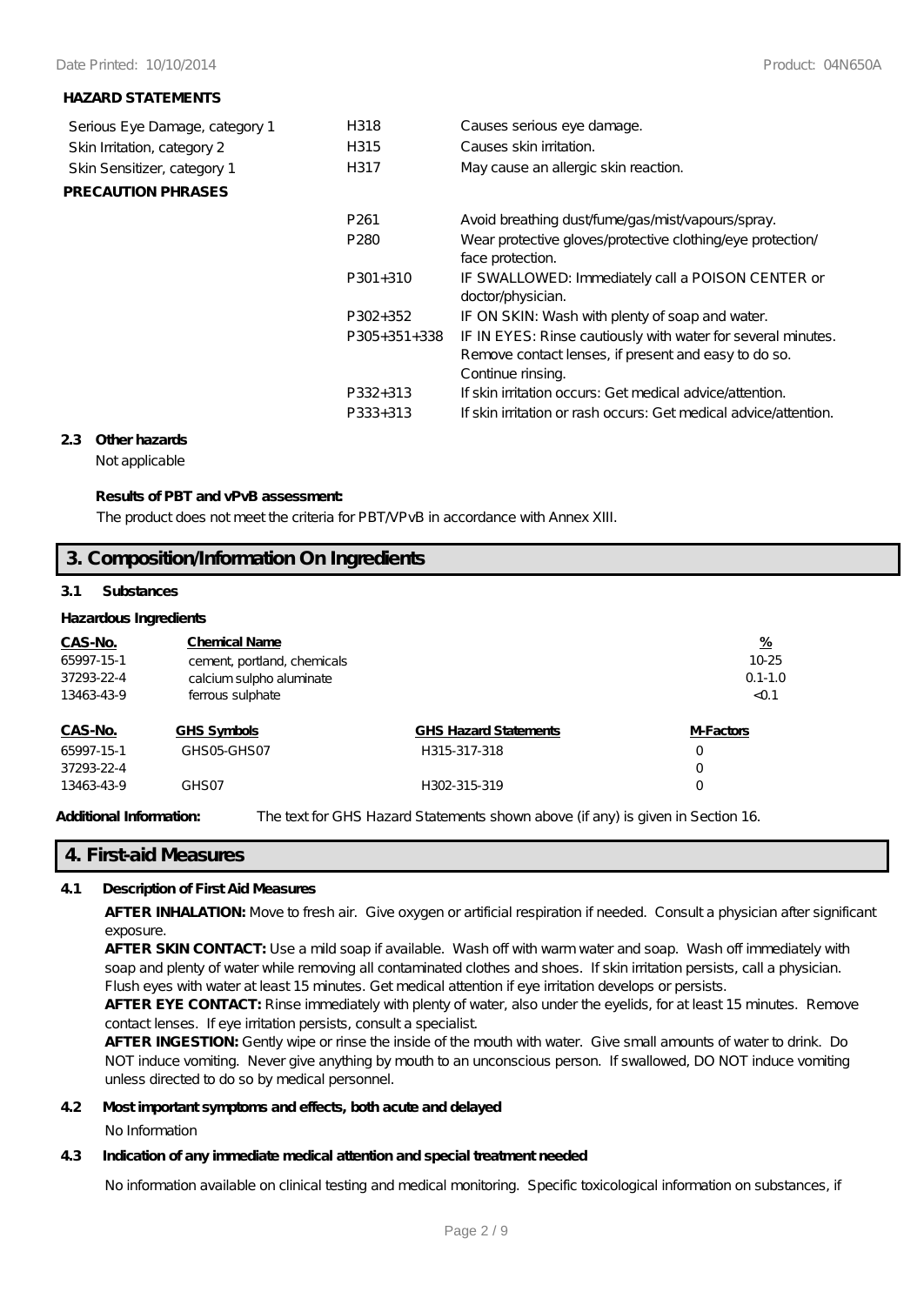**HAZARD STATEMENTS**

| | | |
|---|---|---|
| Serious Eye Damage, category 1 | H318 | Causes serious eye damage. |
| Skin Irritation, category 2 | H315 | Causes skin irritation. |
| Skin Sensitizer, category 1 | H317 | May cause an allergic skin reaction. |

**PRECAUTION PHRASES**

| | |
|---|---|
| P261 | Avoid breathing dust/fume/gas/mist/vapours/spray. |
| P280 | Wear protective gloves/protective clothing/eye protection/ face protection. |
| P301+310 | IF SWALLOWED: Immediately call a POISON CENTER or doctor/physician. |
| P302+352 | IF ON SKIN: Wash with plenty of soap and water. |
| P305+351+338 | IF IN EYES: Rinse cautiously with water for several minutes. Remove contact lenses, if present and easy to do so. Continue rinsing. |
| P332+313 | If skin irritation occurs: Get medical advice/attention. |
| P333+313 | If skin irritation or rash occurs: Get medical advice/attention. |

**2.3 Other hazards**

Not applicable

**Results of PBT and vPvB assessment:**

The product does not meet the criteria for PBT/VPvB in accordance with Annex XIII.

## 3. Composition/Information On Ingredients

**3.1 Substances**

**Hazardous Ingredients**

| CAS-No. | Chemical Name | % |
|---|---|---|
| 65997-15-1 | cement, portland, chemicals | 10-25 |
| 37293-22-4 | calcium sulpho aluminate | 0.1-1.0 |
| 13463-43-9 | ferrous sulphate | <0.1 |

| CAS-No. | GHS Symbols | GHS Hazard Statements | M-Factors |
|---|---|---|---|
| 65997-15-1 | GHS05-GHS07 | H315-317-318 | 0 |
| 37293-22-4 | | | 0 |
| 13463-43-9 | GHS07 | H302-315-319 | 0 |

**Additional Information:** The text for GHS Hazard Statements shown above (if any) is given in Section 16.

## 4. First-aid Measures

**4.1 Description of First Aid Measures**

**AFTER INHALATION:** Move to fresh air. Give oxygen or artificial respiration if needed. Consult a physician after significant exposure.

**AFTER SKIN CONTACT:** Use a mild soap if available. Wash off with warm water and soap. Wash off immediately with soap and plenty of water while removing all contaminated clothes and shoes. If skin irritation persists, call a physician. Flush eyes with water at least 15 minutes. Get medical attention if eye irritation develops or persists.

**AFTER EYE CONTACT:** Rinse immediately with plenty of water, also under the eyelids, for at least 15 minutes. Remove contact lenses. If eye irritation persists, consult a specialist.

**AFTER INGESTION:** Gently wipe or rinse the inside of the mouth with water. Give small amounts of water to drink. Do NOT induce vomiting. Never give anything by mouth to an unconscious person. If swallowed, DO NOT induce vomiting unless directed to do so by medical personnel.

**4.2 Most important symptoms and effects, both acute and delayed**

No Information

**4.3 Indication of any immediate medical attention and special treatment needed**

No information available on clinical testing and medical monitoring. Specific toxicological information on substances, if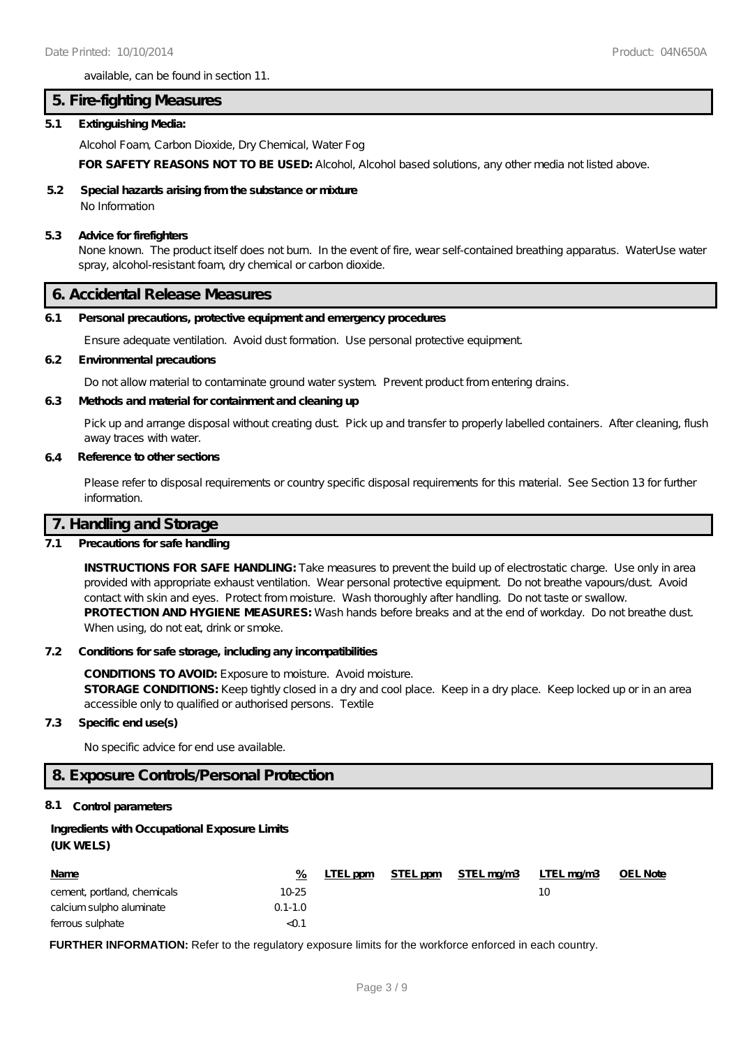available, can be found in section 11.

## 5. Fire-fighting Measures

**5.1 Extinguishing Media:**

Alcohol Foam, Carbon Dioxide, Dry Chemical, Water Fog

**FOR SAFETY REASONS NOT TO BE USED:** Alcohol, Alcohol based solutions, any other media not listed above.

**5.2 Special hazards arising from the substance or mixture**

No Information

**5.3 Advice for firefighters**

None known. The product itself does not burn. In the event of fire, wear self-contained breathing apparatus. WaterUse water spray, alcohol-resistant foam, dry chemical or carbon dioxide.

## 6. Accidental Release Measures

**6.1 Personal precautions, protective equipment and emergency procedures**

Ensure adequate ventilation. Avoid dust formation. Use personal protective equipment.

**6.2 Environmental precautions**

Do not allow material to contaminate ground water system. Prevent product from entering drains.

**6.3 Methods and material for containment and cleaning up**

Pick up and arrange disposal without creating dust. Pick up and transfer to properly labelled containers. After cleaning, flush away traces with water.

**6.4 Reference to other sections**

Please refer to disposal requirements or country specific disposal requirements for this material. See Section 13 for further information.

## 7. Handling and Storage

**7.1 Precautions for safe handling**

**INSTRUCTIONS FOR SAFE HANDLING:** Take measures to prevent the build up of electrostatic charge. Use only in area provided with appropriate exhaust ventilation. Wear personal protective equipment. Do not breathe vapours/dust. Avoid contact with skin and eyes. Protect from moisture. Wash thoroughly after handling. Do not taste or swallow.
**PROTECTION AND HYGIENE MEASURES:** Wash hands before breaks and at the end of workday. Do not breathe dust. When using, do not eat, drink or smoke.

**7.2 Conditions for safe storage, including any incompatibilities**

**CONDITIONS TO AVOID:** Exposure to moisture. Avoid moisture.
**STORAGE CONDITIONS:** Keep tightly closed in a dry and cool place. Keep in a dry place. Keep locked up or in an area accessible only to qualified or authorised persons. Textile

**7.3 Specific end use(s)**

No specific advice for end use available.

## 8. Exposure Controls/Personal Protection

**8.1 Control parameters**

**Ingredients with Occupational Exposure Limits (UK WELS)**

| Name | % | LTEL ppm | STEL ppm | STEL mg/m3 | LTEL mg/m3 | OEL Note |
|---|---|---|---|---|---|---|
| cement, portland, chemicals | 10-25 | | | | 10 | |
| calcium sulpho aluminate | 0.1-1.0 | | | | | |
| ferrous sulphate | <0.1 | | | | | |

**FURTHER INFORMATION:** Refer to the regulatory exposure limits for the workforce enforced in each country.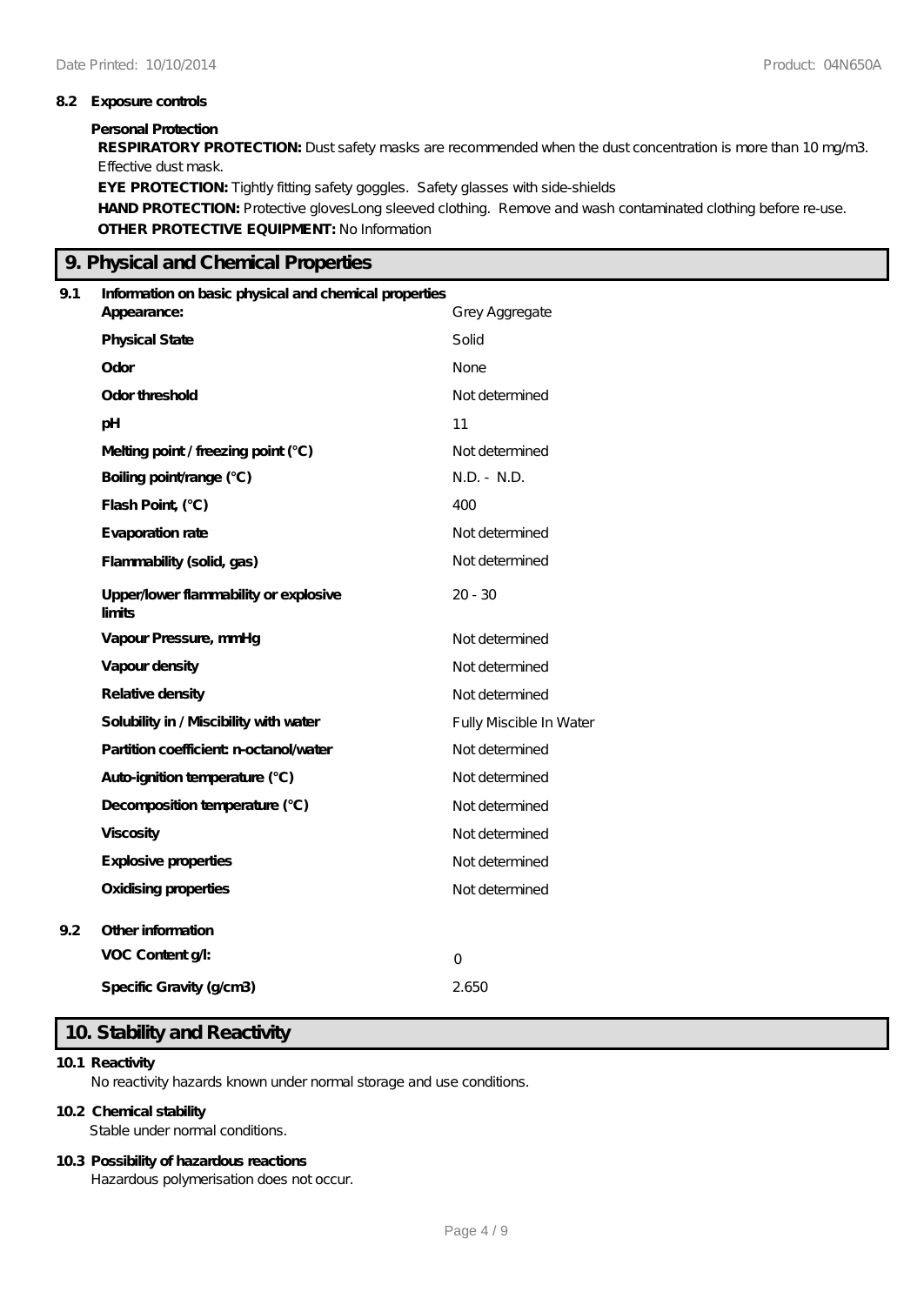**8.2 Exposure controls**

**Personal Protection**

**RESPIRATORY PROTECTION:** Dust safety masks are recommended when the dust concentration is more than 10 mg/m3. Effective dust mask.

**EYE PROTECTION:** Tightly fitting safety goggles. Safety glasses with side-shields

**HAND PROTECTION:** Protective glovesLong sleeved clothing. Remove and wash contaminated clothing before re-use.

**OTHER PROTECTIVE EQUIPMENT:** No Information

## 9. Physical and Chemical Properties

**9.1 Information on basic physical and chemical properties**

| Property | Value |
|---|---|
| **Appearance:** | Grey Aggregate |
| **Physical State** | Solid |
| **Odor** | None |
| **Odor threshold** | Not determined |
| **pH** | 11 |
| **Melting point / freezing point (°C)** | Not determined |
| **Boiling point/range (°C)** | N.D. - N.D. |
| **Flash Point, (°C)** | 400 |
| **Evaporation rate** | Not determined |
| **Flammability (solid, gas)** | Not determined |
| **Upper/lower flammability or explosive limits** | 20 - 30 |
| **Vapour Pressure, mmHg** | Not determined |
| **Vapour density** | Not determined |
| **Relative density** | Not determined |
| **Solubility in / Miscibility with water** | Fully Miscible In Water |
| **Partition coefficient: n-octanol/water** | Not determined |
| **Auto-ignition temperature (°C)** | Not determined |
| **Decomposition temperature (°C)** | Not determined |
| **Viscosity** | Not determined |
| **Explosive properties** | Not determined |
| **Oxidising properties** | Not determined |

**9.2 Other information**

| Property | Value |
|---|---|
| **VOC Content g/l:** | 0 |
| **Specific Gravity (g/cm3)** | 2.650 |

## 10. Stability and Reactivity

**10.1 Reactivity**

No reactivity hazards known under normal storage and use conditions.

**10.2 Chemical stability**

Stable under normal conditions.

**10.3 Possibility of hazardous reactions**

Hazardous polymerisation does not occur.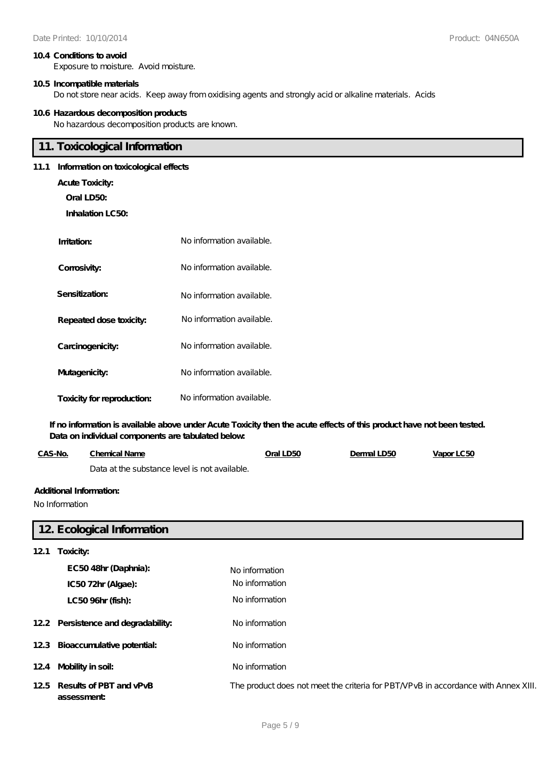**10.4 Conditions to avoid**

Exposure to moisture. Avoid moisture.

**10.5 Incompatible materials**

Do not store near acids. Keep away from oxidising agents and strongly acid or alkaline materials. Acids

**10.6 Hazardous decomposition products**

No hazardous decomposition products are known.

## 11. Toxicological Information

**11.1 Information on toxicological effects**

**Acute Toxicity:**

**Oral LD50:**

**Inhalation LC50:**

| | |
|---|---|
| **Irritation:** | No information available. |
| **Corrosivity:** | No information available. |
| **Sensitization:** | No information available. |
| **Repeated dose toxicity:** | No information available. |
| **Carcinogenicity:** | No information available. |
| **Mutagenicity:** | No information available. |
| **Toxicity for reproduction:** | No information available. |

**If no information is available above under Acute Toxicity then the acute effects of this product have not been tested. Data on individual components are tabulated below:**

| CAS-No. | Chemical Name | Oral LD50 | Dermal LD50 | Vapor LC50 |
|---|---|---|---|---|
| | Data at the substance level is not available. | | | |

**Additional Information:**

No Information

## 12. Ecological Information

**12.1 Toxicity:**

| | |
|---|---|
| **EC50 48hr (Daphnia):** | No information |
| **IC50 72hr (Algae):** | No information |
| **LC50 96hr (fish):** | No information |

| | |
|---|---|
| **12.2 Persistence and degradability:** | No information |
| **12.3 Bioaccumulative potential:** | No information |
| **12.4 Mobility in soil:** | No information |
| **12.5 Results of PBT and vPvB assessment:** | The product does not meet the criteria for PBT/VPvB in accordance with Annex XIII. |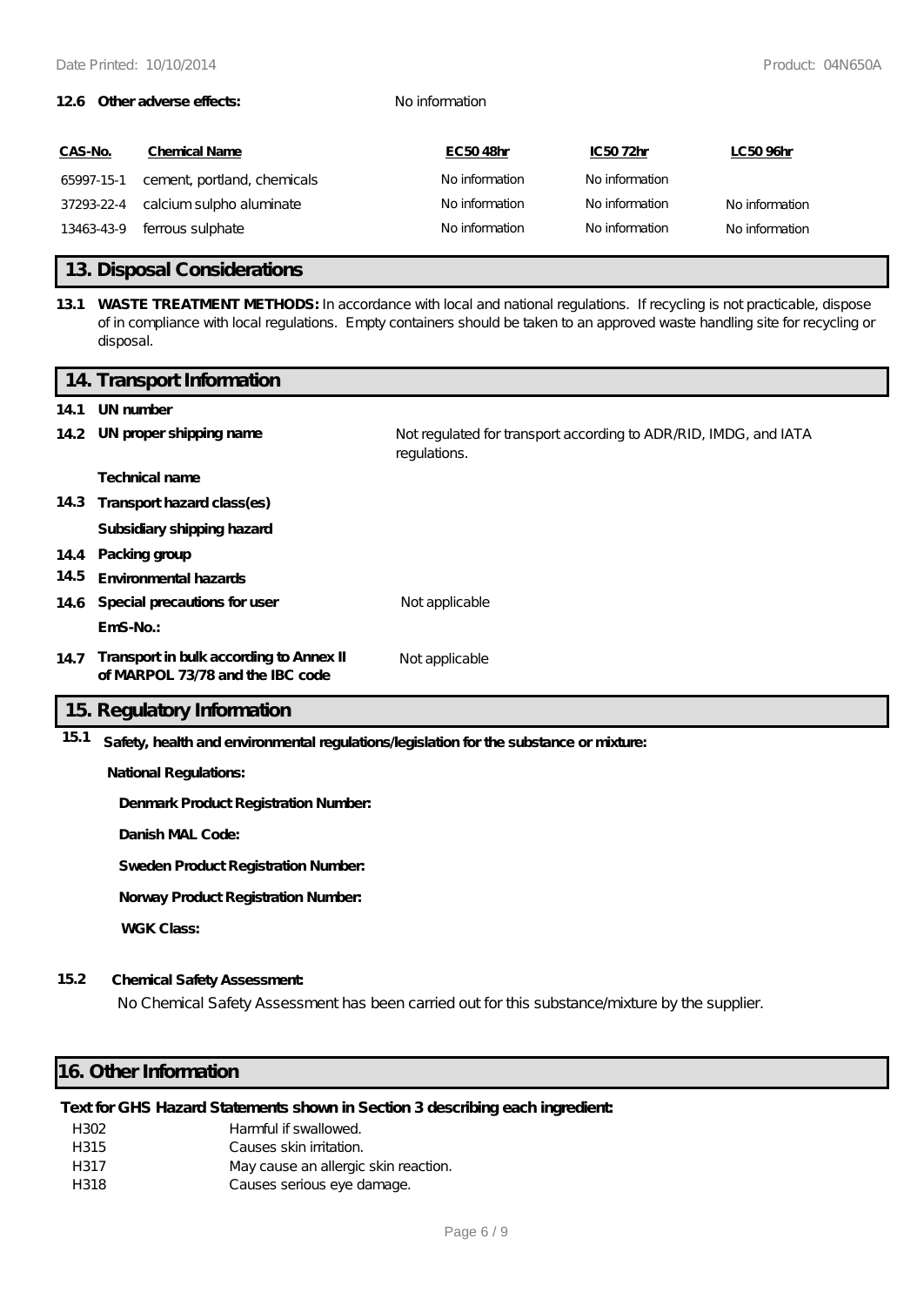**12.6 Other adverse effects:** No information

| CAS-No. | Chemical Name | EC50 48hr | IC50 72hr | LC50 96hr |
|---|---|---|---|---|
| 65997-15-1 | cement, portland, chemicals | No information | No information | |
| 37293-22-4 | calcium sulpho aluminate | No information | No information | No information |
| 13463-43-9 | ferrous sulphate | No information | No information | No information |

## 13. Disposal Considerations

**13.1 WASTE TREATMENT METHODS:** In accordance with local and national regulations. If recycling is not practicable, dispose of in compliance with local regulations. Empty containers should be taken to an approved waste handling site for recycling or disposal.

## 14. Transport Information

**14.1 UN number**

**14.2 UN proper shipping name** Not regulated for transport according to ADR/RID, IMDG, and IATA regulations.

**Technical name**

**14.3 Transport hazard class(es)**

**Subsidiary shipping hazard**

**14.4 Packing group**

**14.5 Environmental hazards**

**14.6 Special precautions for user** Not applicable

**EmS-No.:**

**14.7 Transport in bulk according to Annex II of MARPOL 73/78 and the IBC code** Not applicable

## 15. Regulatory Information

**15.1 Safety, health and environmental regulations/legislation for the substance or mixture:**

**National Regulations:**

**Denmark Product Registration Number:**

**Danish MAL Code:**

**Sweden Product Registration Number:**

**Norway Product Registration Number:**

**WGK Class:**

**15.2 Chemical Safety Assessment:**

No Chemical Safety Assessment has been carried out for this substance/mixture by the supplier.

## 16. Other Information

**Text for GHS Hazard Statements shown in Section 3 describing each ingredient:**

| | |
|---|---|
| H302 | Harmful if swallowed. |
| H315 | Causes skin irritation. |
| H317 | May cause an allergic skin reaction. |
| H318 | Causes serious eye damage. |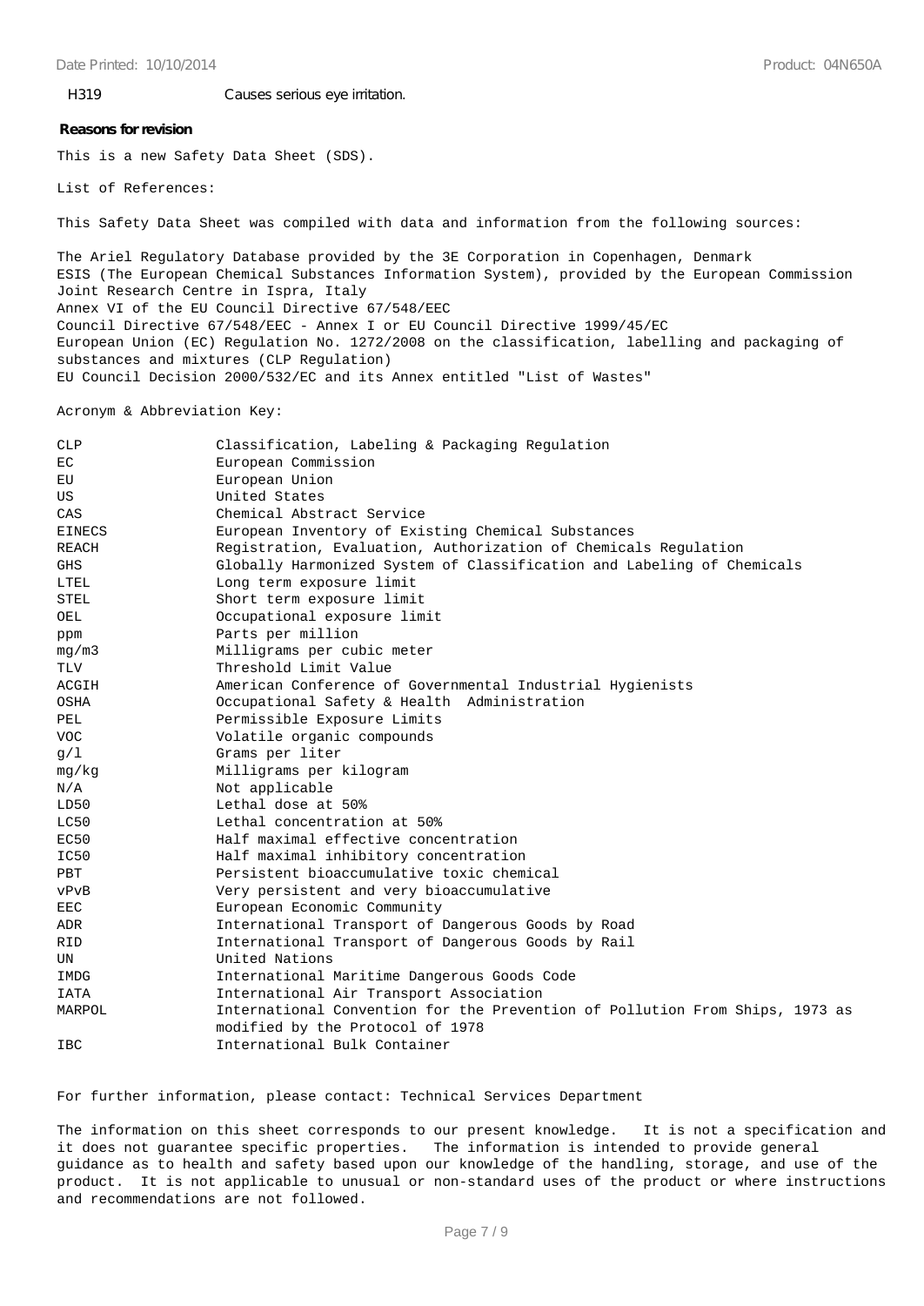H319 Causes serious eye irritation.

**Reasons for revision**

This is a new Safety Data Sheet (SDS).

List of References:

This Safety Data Sheet was compiled with data and information from the following sources:

The Ariel Regulatory Database provided by the 3E Corporation in Copenhagen, Denmark
ESIS (The European Chemical Substances Information System), provided by the European Commission Joint Research Centre in Ispra, Italy
Annex VI of the EU Council Directive 67/548/EEC
Council Directive 67/548/EEC - Annex I or EU Council Directive 1999/45/EC
European Union (EC) Regulation No. 1272/2008 on the classification, labelling and packaging of substances and mixtures (CLP Regulation)
EU Council Decision 2000/532/EC and its Annex entitled "List of Wastes"

Acronym & Abbreviation Key:

| | |
|---|---|
| CLP | Classification, Labeling & Packaging Regulation |
| EC | European Commission |
| EU | European Union |
| US | United States |
| CAS | Chemical Abstract Service |
| EINECS | European Inventory of Existing Chemical Substances |
| REACH | Registration, Evaluation, Authorization of Chemicals Regulation |
| GHS | Globally Harmonized System of Classification and Labeling of Chemicals |
| LTEL | Long term exposure limit |
| STEL | Short term exposure limit |
| OEL | Occupational exposure limit |
| ppm | Parts per million |
| mg/m3 | Milligrams per cubic meter |
| TLV | Threshold Limit Value |
| ACGIH | American Conference of Governmental Industrial Hygienists |
| OSHA | Occupational Safety & Health Administration |
| PEL | Permissible Exposure Limits |
| VOC | Volatile organic compounds |
| g/l | Grams per liter |
| mg/kg | Milligrams per kilogram |
| N/A | Not applicable |
| LD50 | Lethal dose at 50% |
| LC50 | Lethal concentration at 50% |
| EC50 | Half maximal effective concentration |
| IC50 | Half maximal inhibitory concentration |
| PBT | Persistent bioaccumulative toxic chemical |
| vPvB | Very persistent and very bioaccumulative |
| EEC | European Economic Community |
| ADR | International Transport of Dangerous Goods by Road |
| RID | International Transport of Dangerous Goods by Rail |
| UN | United Nations |
| IMDG | International Maritime Dangerous Goods Code |
| IATA | International Air Transport Association |
| MARPOL | International Convention for the Prevention of Pollution From Ships, 1973 as modified by the Protocol of 1978 |
| IBC | International Bulk Container |

For further information, please contact: Technical Services Department

The information on this sheet corresponds to our present knowledge. It is not a specification and it does not guarantee specific properties. The information is intended to provide general guidance as to health and safety based upon our knowledge of the handling, storage, and use of the product. It is not applicable to unusual or non-standard uses of the product or where instructions and recommendations are not followed.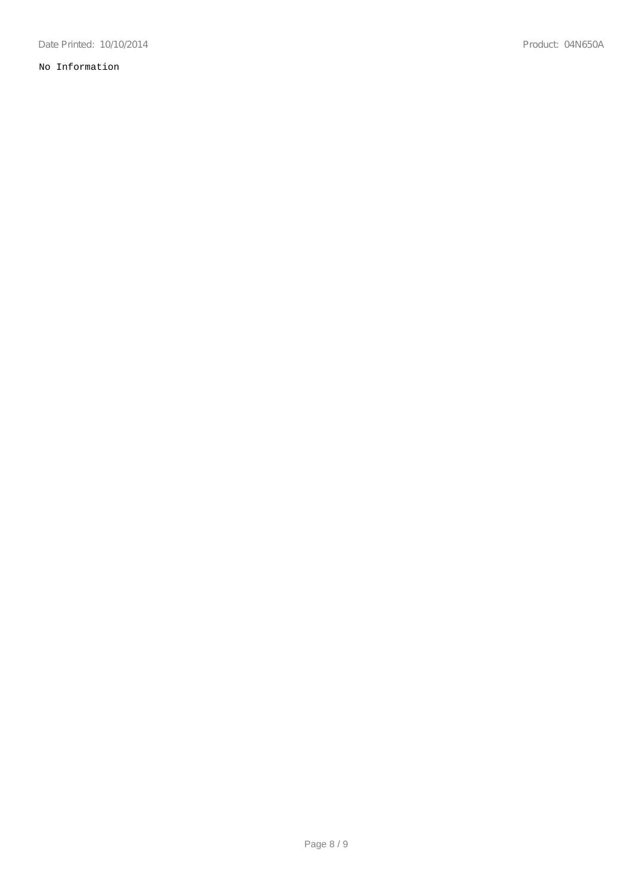No Information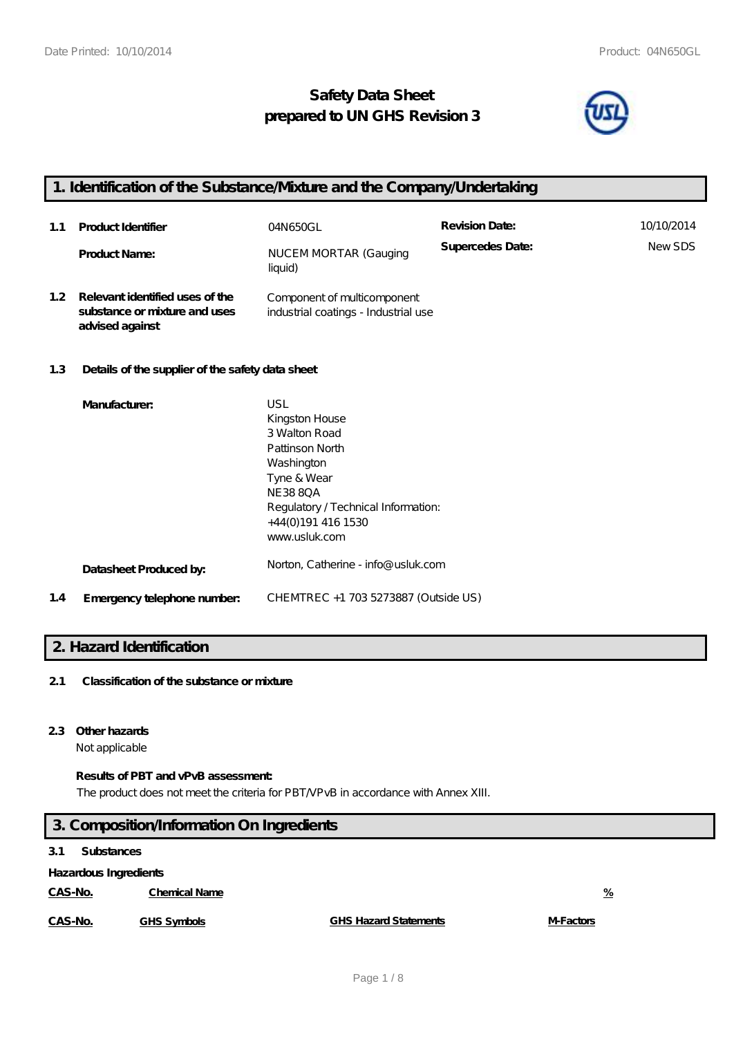# Safety Data Sheet
# prepared to UN GHS Revision 3

## 1. Identification of the Substance/Mixture and the Company/Undertaking

| | | | | |
|---|---|---|---|---|
| 1.1 | **Product Identifier** | 04N650GL | **Revision Date:** | 10/10/2014 |
| | **Product Name:** | NUCEM MORTAR (Gauging liquid) | **Supercedes Date:** | New SDS |
| 1.2 | **Relevant identified uses of the substance or mixture and uses advised against** | Component of multicomponent industrial coatings - Industrial use | | |

**1.3 Details of the supplier of the safety data sheet**

**Manufacturer:**
USL
Kingston House
3 Walton Road
Pattinson North
Washington
Tyne & Wear
NE38 8QA
Regulatory / Technical Information:
+44(0)191 416 1530
www.usluk.com

**Datasheet Produced by:** Norton, Catherine - info@usluk.com

**1.4 Emergency telephone number:** CHEMTREC +1 703 5273887 (Outside US)

## 2. Hazard Identification

**2.1 Classification of the substance or mixture**

**2.3 Other hazards**

Not applicable

**Results of PBT and vPvB assessment:**

The product does not meet the criteria for PBT/VPvB in accordance with Annex XIII.

## 3. Composition/Information On Ingredients

**3.1 Substances**

**Hazardous Ingredients**

| CAS-No. | Chemical Name | % |
|---|---|---|

| CAS-No. | GHS Symbols | GHS Hazard Statements | M-Factors |
|---|---|---|---|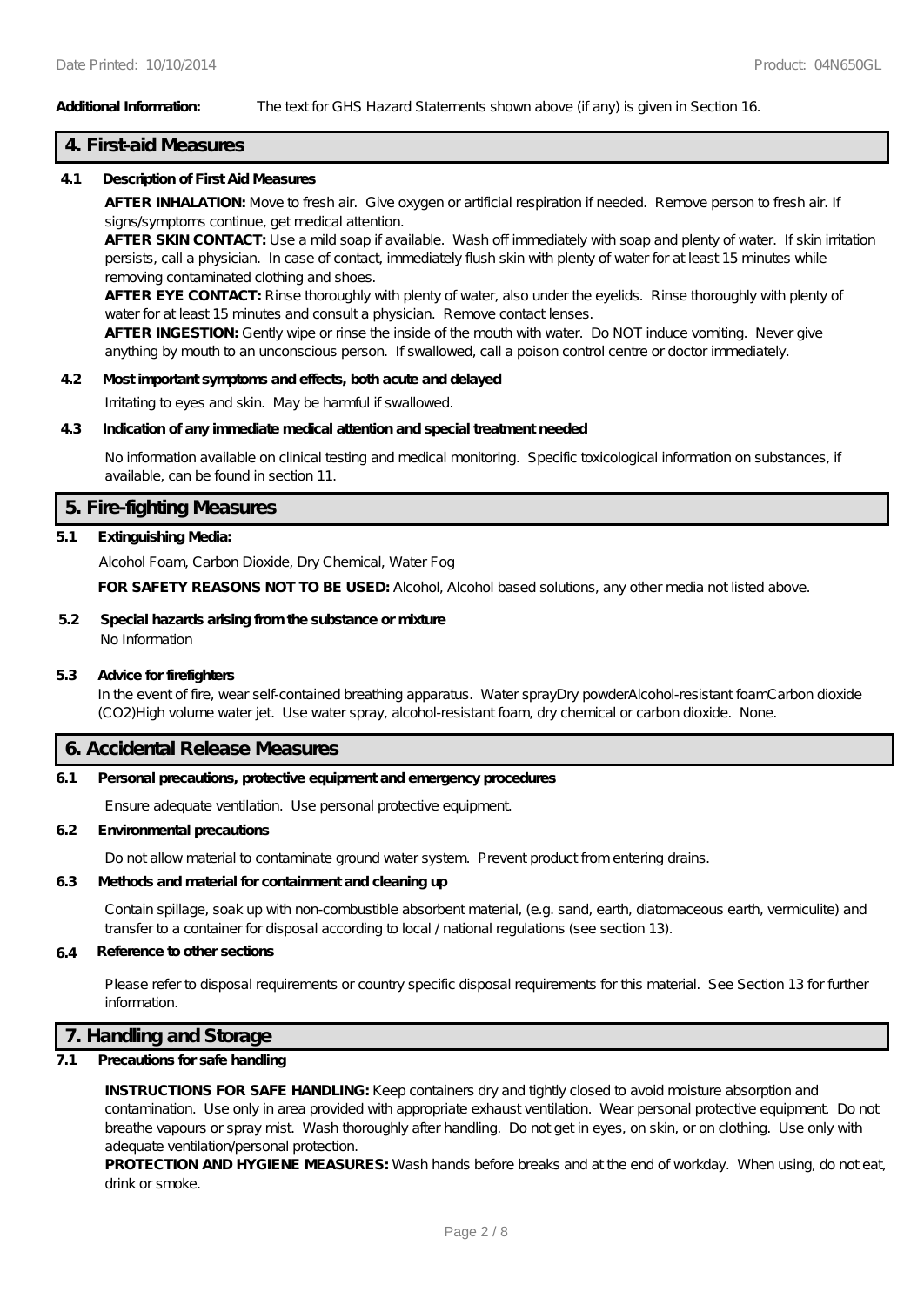**Additional Information:** The text for GHS Hazard Statements shown above (if any) is given in Section 16.

## 4. First-aid Measures

### 4.1 Description of First Aid Measures

**AFTER INHALATION:** Move to fresh air. Give oxygen or artificial respiration if needed. Remove person to fresh air. If signs/symptoms continue, get medical attention.

**AFTER SKIN CONTACT:** Use a mild soap if available. Wash off immediately with soap and plenty of water. If skin irritation persists, call a physician. In case of contact, immediately flush skin with plenty of water for at least 15 minutes while removing contaminated clothing and shoes.

**AFTER EYE CONTACT:** Rinse thoroughly with plenty of water, also under the eyelids. Rinse thoroughly with plenty of water for at least 15 minutes and consult a physician. Remove contact lenses.

**AFTER INGESTION:** Gently wipe or rinse the inside of the mouth with water. Do NOT induce vomiting. Never give anything by mouth to an unconscious person. If swallowed, call a poison control centre or doctor immediately.

### 4.2 Most important symptoms and effects, both acute and delayed

Irritating to eyes and skin. May be harmful if swallowed.

### 4.3 Indication of any immediate medical attention and special treatment needed

No information available on clinical testing and medical monitoring. Specific toxicological information on substances, if available, can be found in section 11.

## 5. Fire-fighting Measures

### 5.1 Extinguishing Media:

Alcohol Foam, Carbon Dioxide, Dry Chemical, Water Fog

**FOR SAFETY REASONS NOT TO BE USED:** Alcohol, Alcohol based solutions, any other media not listed above.

### 5.2 Special hazards arising from the substance or mixture

No Information

### 5.3 Advice for firefighters

In the event of fire, wear self-contained breathing apparatus. Water sprayDry powderAlcohol-resistant foamCarbon dioxide ($CO_2$)High volume water jet. Use water spray, alcohol-resistant foam, dry chemical or carbon dioxide. None.

## 6. Accidental Release Measures

### 6.1 Personal precautions, protective equipment and emergency procedures

Ensure adequate ventilation. Use personal protective equipment.

### 6.2 Environmental precautions

Do not allow material to contaminate ground water system. Prevent product from entering drains.

### 6.3 Methods and material for containment and cleaning up

Contain spillage, soak up with non-combustible absorbent material, (e.g. sand, earth, diatomaceous earth, vermiculite) and transfer to a container for disposal according to local / national regulations (see section 13).

### 6.4 Reference to other sections

Please refer to disposal requirements or country specific disposal requirements for this material. See Section 13 for further information.

## 7. Handling and Storage

### 7.1 Precautions for safe handling

**INSTRUCTIONS FOR SAFE HANDLING:** Keep containers dry and tightly closed to avoid moisture absorption and contamination. Use only in area provided with appropriate exhaust ventilation. Wear personal protective equipment. Do not breathe vapours or spray mist. Wash thoroughly after handling. Do not get in eyes, on skin, or on clothing. Use only with adequate ventilation/personal protection.

**PROTECTION AND HYGIENE MEASURES:** Wash hands before breaks and at the end of workday. When using, do not eat, drink or smoke.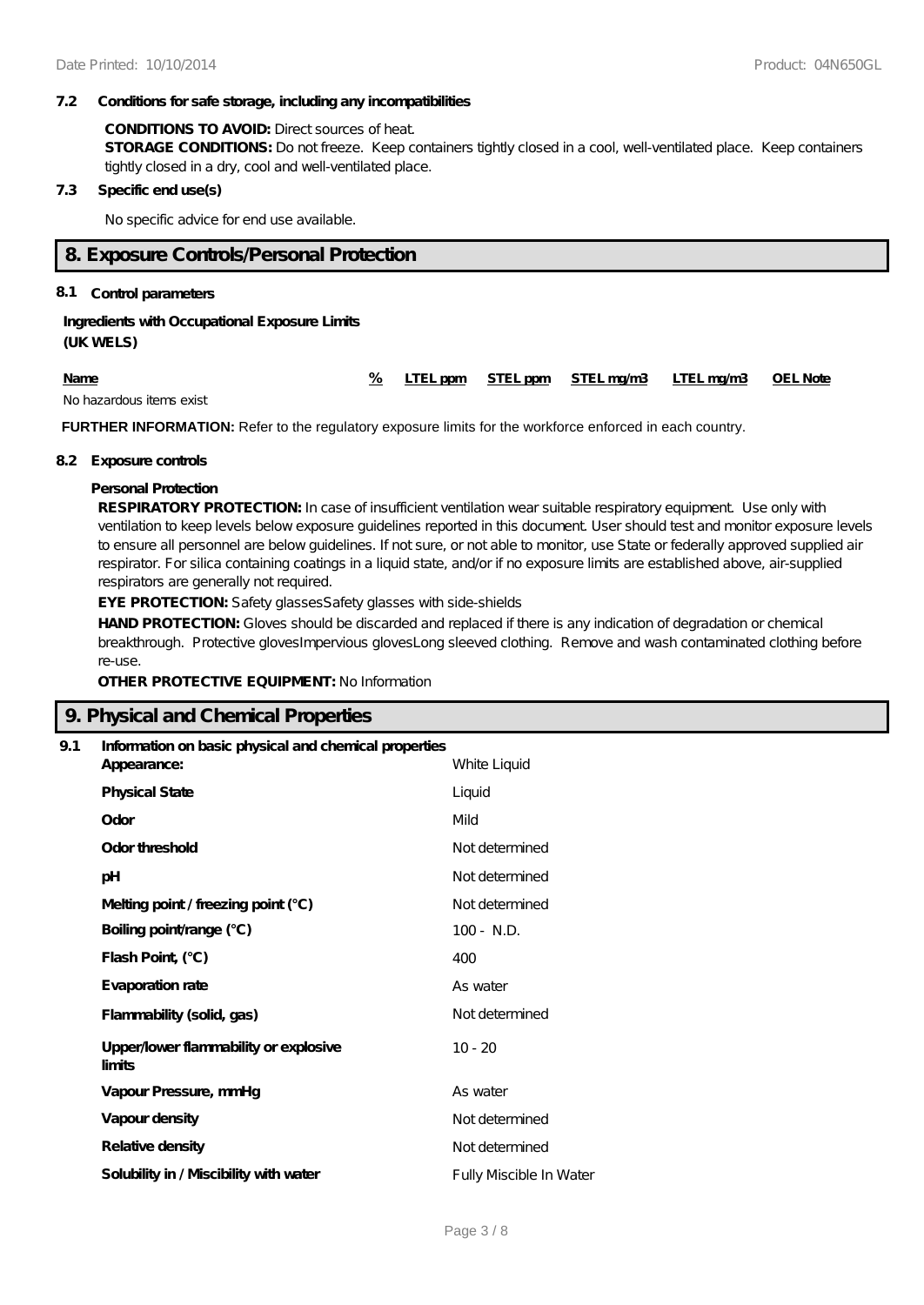### 7.2 Conditions for safe storage, including any incompatibilities

**CONDITIONS TO AVOID:** Direct sources of heat.

**STORAGE CONDITIONS:** Do not freeze. Keep containers tightly closed in a cool, well-ventilated place. Keep containers tightly closed in a dry, cool and well-ventilated place.

### 7.3 Specific end use(s)

No specific advice for end use available.

## 8. Exposure Controls/Personal Protection

### 8.1 Control parameters

**Ingredients with Occupational Exposure Limits (UK WELS)**

| Name | % | LTEL ppm | STEL ppm | STEL mg/m3 | LTEL mg/m3 | OEL Note |
|---|---|---|---|---|---|---|
| No hazardous items exist | | | | | | |

**FURTHER INFORMATION:** Refer to the regulatory exposure limits for the workforce enforced in each country.

### 8.2 Exposure controls

**Personal Protection**

**RESPIRATORY PROTECTION:** In case of insufficient ventilation wear suitable respiratory equipment. Use only with ventilation to keep levels below exposure guidelines reported in this document. User should test and monitor exposure levels to ensure all personnel are below guidelines. If not sure, or not able to monitor, use State or federally approved supplied air respirator. For silica containing coatings in a liquid state, and/or if no exposure limits are established above, air-supplied respirators are generally not required.

**EYE PROTECTION:** Safety glassesSafety glasses with side-shields

**HAND PROTECTION:** Gloves should be discarded and replaced if there is any indication of degradation or chemical breakthrough. Protective glovesImpervious glovesLong sleeved clothing. Remove and wash contaminated clothing before re-use.

**OTHER PROTECTIVE EQUIPMENT:** No Information

## 9. Physical and Chemical Properties

### 9.1 Information on basic physical and chemical properties

| Property | Value |
|---|---|
| **Appearance:** | White Liquid |
| **Physical State** | Liquid |
| **Odor** | Mild |
| **Odor threshold** | Not determined |
| **pH** | Not determined |
| **Melting point / freezing point (°C)** | Not determined |
| **Boiling point/range (°C)** | 100 - N.D. |
| **Flash Point, (°C)** | 400 |
| **Evaporation rate** | As water |
| **Flammability (solid, gas)** | Not determined |
| **Upper/lower flammability or explosive limits** | 10 - 20 |
| **Vapour Pressure, mmHg** | As water |
| **Vapour density** | Not determined |
| **Relative density** | Not determined |
| **Solubility in / Miscibility with water** | Fully Miscible In Water |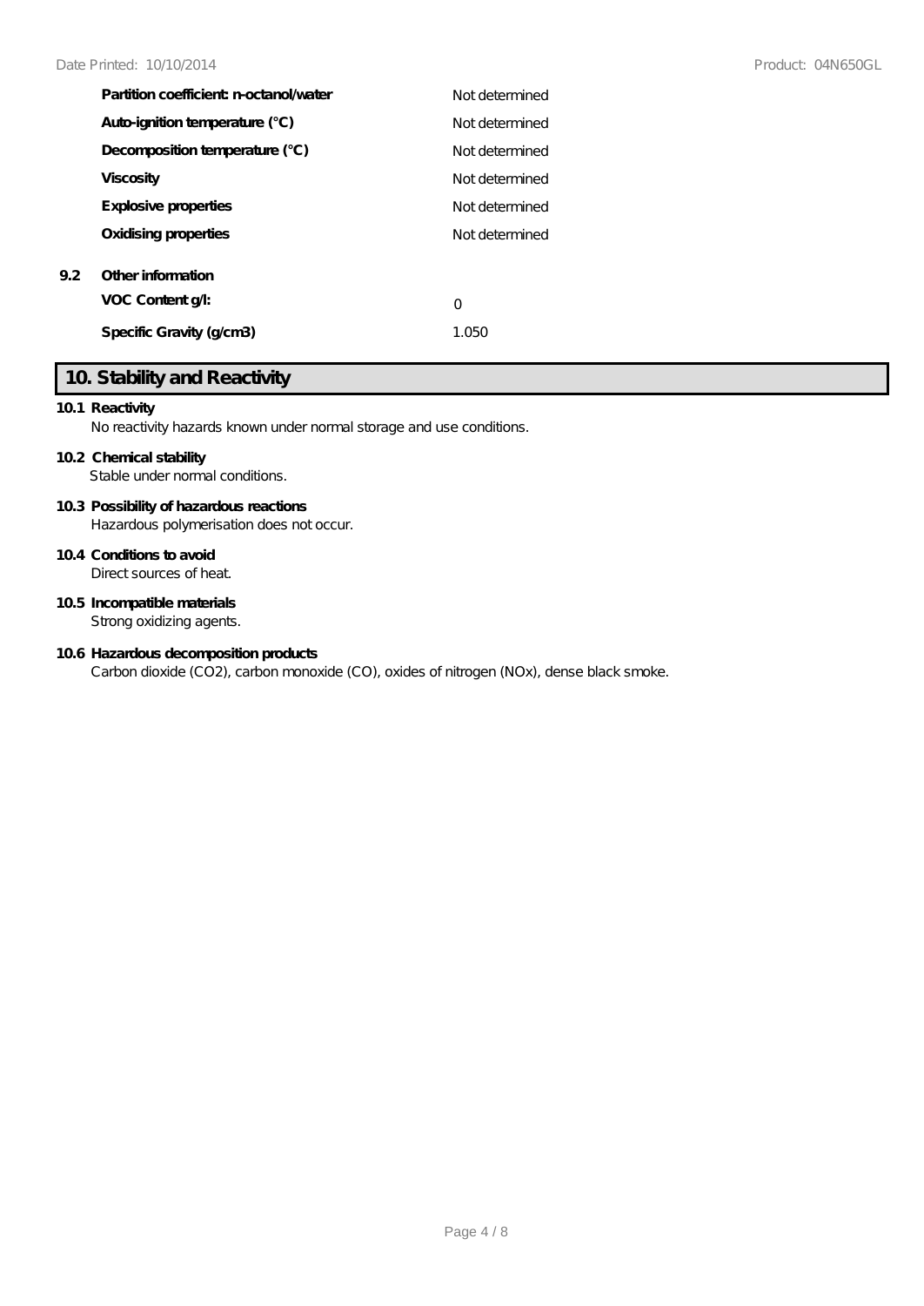| | |
|---|---|
| **Partition coefficient: n-octanol/water** | Not determined |
| **Auto-ignition temperature (°C)** | Not determined |
| **Decomposition temperature (°C)** | Not determined |
| **Viscosity** | Not determined |
| **Explosive properties** | Not determined |
| **Oxidising properties** | Not determined |

**9.2 Other information**

| | |
|---|---|
| **VOC Content g/l:** | 0 |
| **Specific Gravity (g/cm3)** | 1.050 |

## 10. Stability and Reactivity

**10.1 Reactivity**
No reactivity hazards known under normal storage and use conditions.

**10.2 Chemical stability**
Stable under normal conditions.

**10.3 Possibility of hazardous reactions**
Hazardous polymerisation does not occur.

**10.4 Conditions to avoid**
Direct sources of heat.

**10.5 Incompatible materials**
Strong oxidizing agents.

**10.6 Hazardous decomposition products**
Carbon dioxide ($CO_2$), carbon monoxide (CO), oxides of nitrogen ($NO_x$), dense black smoke.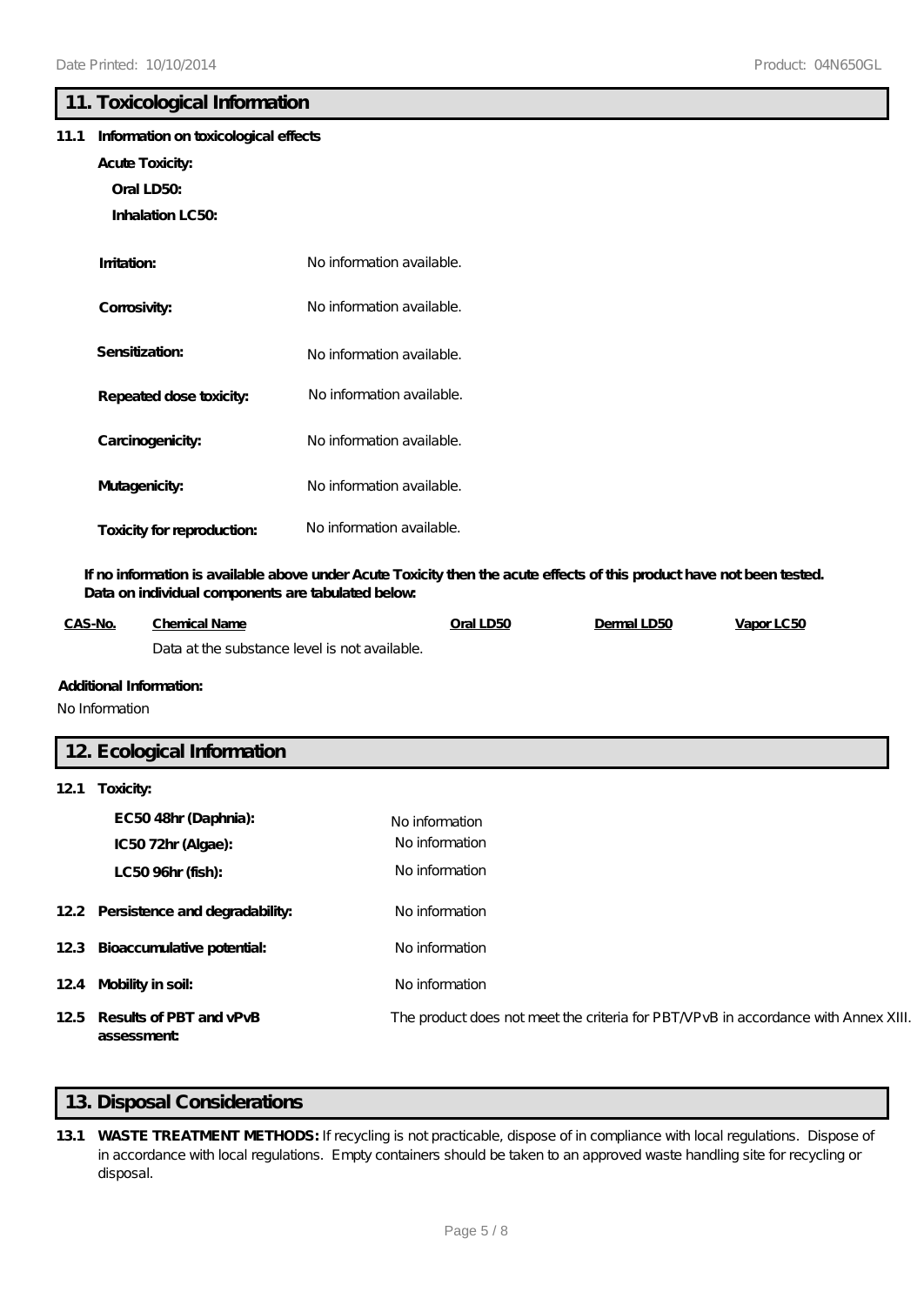## 11. Toxicological Information

**11.1 Information on toxicological effects**

**Acute Toxicity:**

**Oral LD50:**

**Inhalation LC50:**

| | |
|---|---|
| **Irritation:** | No information available. |
| **Corrosivity:** | No information available. |
| **Sensitization:** | No information available. |
| **Repeated dose toxicity:** | No information available. |
| **Carcinogenicity:** | No information available. |
| **Mutagenicity:** | No information available. |
| **Toxicity for reproduction:** | No information available. |

**If no information is available above under Acute Toxicity then the acute effects of this product have not been tested. Data on individual components are tabulated below:**

| CAS-No. | Chemical Name | Oral LD50 | Dermal LD50 | Vapor LC50 |
|---|---|---|---|---|
| | Data at the substance level is not available. | | | |

**Additional Information:**

No Information

## 12. Ecological Information

**12.1 Toxicity:**

| | |
|---|---|
| **EC50 48hr (Daphnia):** | No information |
| **IC50 72hr (Algae):** | No information |
| **LC50 96hr (fish):** | No information |

**12.2 Persistence and degradability:** No information

**12.3 Bioaccumulative potential:** No information

**12.4 Mobility in soil:** No information

**12.5 Results of PBT and vPvB assessment:** The product does not meet the criteria for PBT/VPvB in accordance with Annex XIII.

## 13. Disposal Considerations

**13.1 WASTE TREATMENT METHODS:** If recycling is not practicable, dispose of in compliance with local regulations. Dispose of in accordance with local regulations. Empty containers should be taken to an approved waste handling site for recycling or disposal.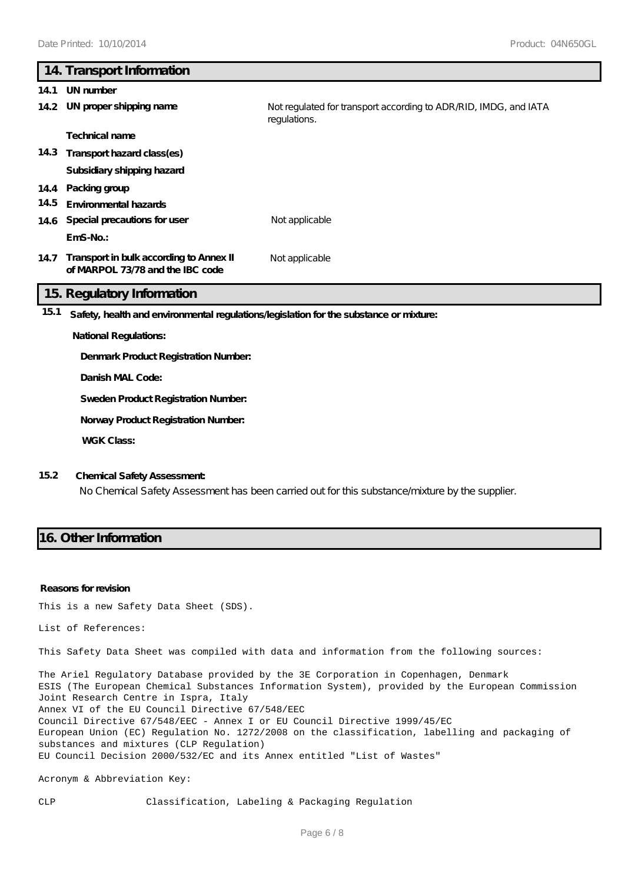## 14. Transport Information

**14.1 UN number**

**14.2 UN proper shipping name** Not regulated for transport according to ADR/RID, IMDG, and IATA regulations.

**Technical name**

**14.3 Transport hazard class(es)**

**Subsidiary shipping hazard**

**14.4 Packing group**

**14.5 Environmental hazards**

**14.6 Special precautions for user** Not applicable

**EmS-No.:**

**14.7 Transport in bulk according to Annex II of MARPOL 73/78 and the IBC code** Not applicable

## 15. Regulatory Information

**15.1 Safety, health and environmental regulations/legislation for the substance or mixture:**

**National Regulations:**

**Denmark Product Registration Number:**

**Danish MAL Code:**

**Sweden Product Registration Number:**

**Norway Product Registration Number:**

**WGK Class:**

**15.2 Chemical Safety Assessment:**

No Chemical Safety Assessment has been carried out for this substance/mixture by the supplier.

## 16. Other Information

**Reasons for revision**

This is a new Safety Data Sheet (SDS).

List of References:

This Safety Data Sheet was compiled with data and information from the following sources:

The Ariel Regulatory Database provided by the 3E Corporation in Copenhagen, Denmark
ESIS (The European Chemical Substances Information System), provided by the European Commission Joint Research Centre in Ispra, Italy
Annex VI of the EU Council Directive 67/548/EEC
Council Directive 67/548/EEC - Annex I or EU Council Directive 1999/45/EC
European Union (EC) Regulation No. 1272/2008 on the classification, labelling and packaging of substances and mixtures (CLP Regulation)
EU Council Decision 2000/532/EC and its Annex entitled "List of Wastes"

Acronym & Abbreviation Key:

CLP Classification, Labeling & Packaging Regulation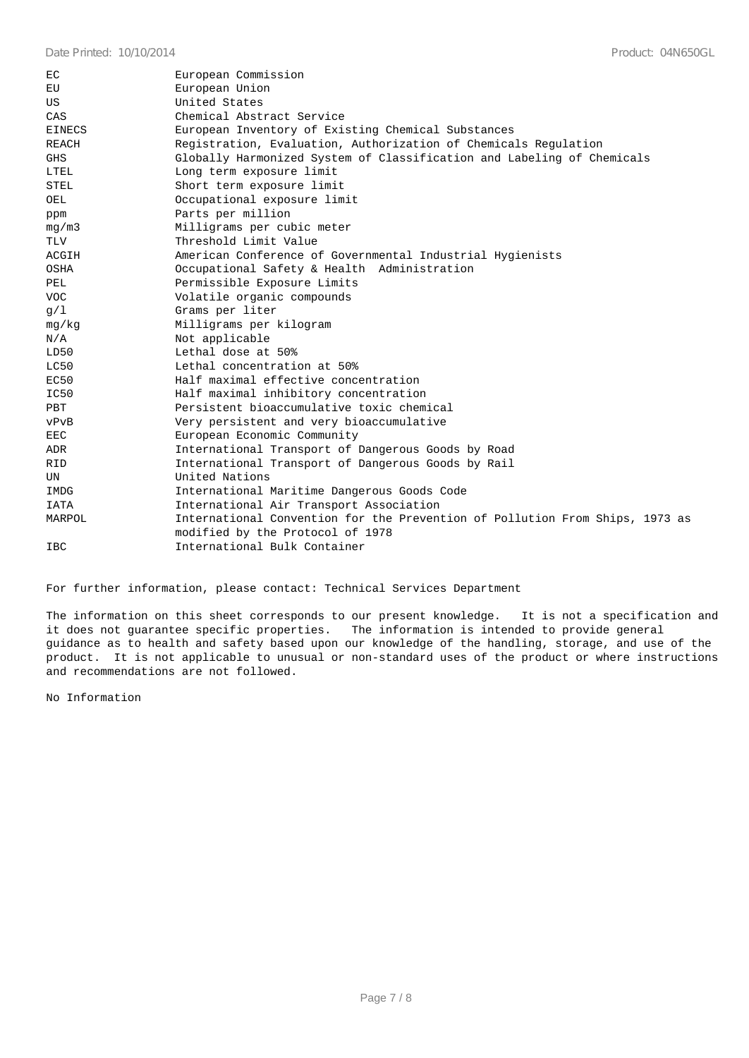| | |
|---|---|
| EC | European Commission |
| EU | European Union |
| US | United States |
| CAS | Chemical Abstract Service |
| EINECS | European Inventory of Existing Chemical Substances |
| REACH | Registration, Evaluation, Authorization of Chemicals Regulation |
| GHS | Globally Harmonized System of Classification and Labeling of Chemicals |
| LTEL | Long term exposure limit |
| STEL | Short term exposure limit |
| OEL | Occupational exposure limit |
| ppm | Parts per million |
| mg/m3 | Milligrams per cubic meter |
| TLV | Threshold Limit Value |
| ACGIH | American Conference of Governmental Industrial Hygienists |
| OSHA | Occupational Safety & Health Administration |
| PEL | Permissible Exposure Limits |
| VOC | Volatile organic compounds |
| g/l | Grams per liter |
| mg/kg | Milligrams per kilogram |
| N/A | Not applicable |
| LD50 | Lethal dose at 50% |
| LC50 | Lethal concentration at 50% |
| EC50 | Half maximal effective concentration |
| IC50 | Half maximal inhibitory concentration |
| PBT | Persistent bioaccumulative toxic chemical |
| vPvB | Very persistent and very bioaccumulative |
| EEC | European Economic Community |
| ADR | International Transport of Dangerous Goods by Road |
| RID | International Transport of Dangerous Goods by Rail |
| UN | United Nations |
| IMDG | International Maritime Dangerous Goods Code |
| IATA | International Air Transport Association |
| MARPOL | International Convention for the Prevention of Pollution From Ships, 1973 as modified by the Protocol of 1978 |
| IBC | International Bulk Container |

For further information, please contact: Technical Services Department

The information on this sheet corresponds to our present knowledge. It is not a specification and it does not guarantee specific properties. The information is intended to provide general guidance as to health and safety based upon our knowledge of the handling, storage, and use of the product. It is not applicable to unusual or non-standard uses of the product or where instructions and recommendations are not followed.

No Information